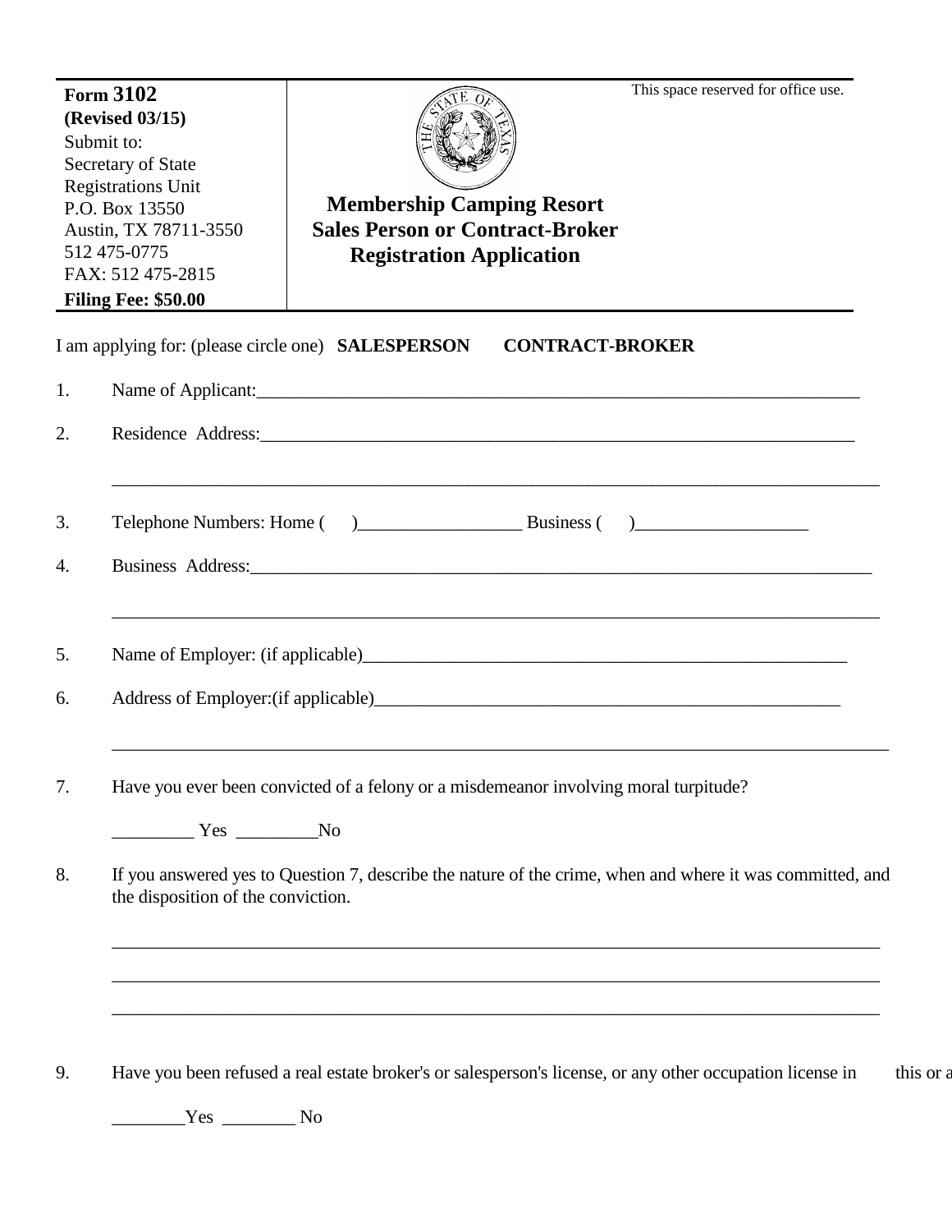**Form 3102**
**(Revised 03/15)**
Submit to:
Secretary of State
Registrations Unit
P.O. Box 13550
Austin, TX 78711-3550
512 475-0775
FAX: 512 475-2815
**Filing Fee: $50.00**

# Membership Camping Resort Sales Person or Contract-Broker Registration Application

This space reserved for office use.

I am applying for: (please circle one) **SALESPERSON** **CONTRACT-BROKER**

1. Name of Applicant:___________________________________________________________________

2. Residence Address:__________________________________________________________________

   ________________________________________________________________________________________

3. Telephone Numbers: Home ( )__________________ Business ( )___________________

4. Business Address:____________________________________________________________________

   ________________________________________________________________________________________

5. Name of Employer: (if applicable)_________________________________________________________

6. Address of Employer:(if applicable)______________________________________________________

   ________________________________________________________________________________________

7. Have you ever been convicted of a felony or a misdemeanor involving moral turpitude?

   _________ Yes _________No

8. If you answered yes to Question 7, describe the nature of the crime, when and where it was committed, and the disposition of the conviction.

   ________________________________________________________________________________________

   ________________________________________________________________________________________

   ________________________________________________________________________________________

9. Have you been refused a real estate broker's or salesperson's license, or any other occupation license in this or a

   ________Yes ________ No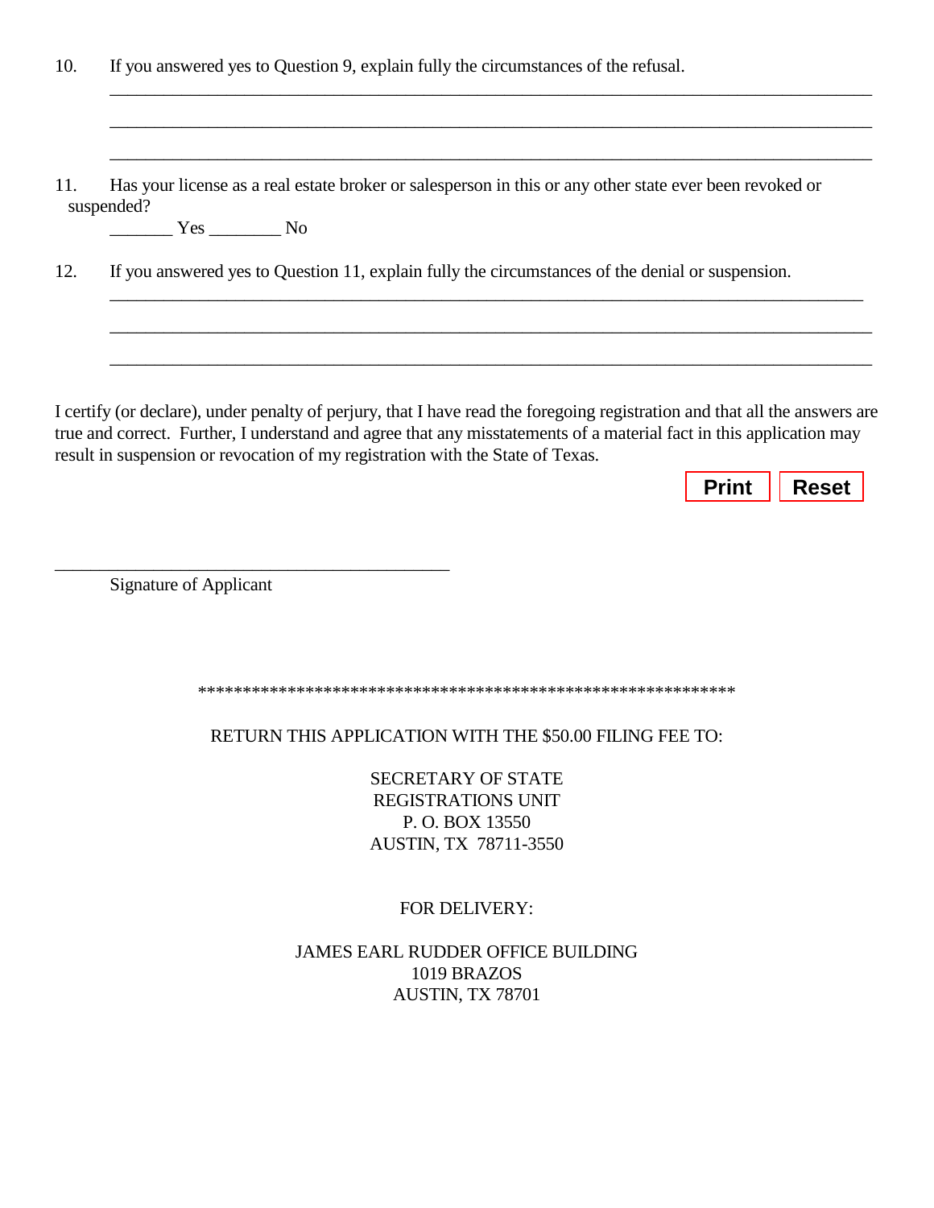10. If you answered yes to Question 9, explain fully the circumstances of the refusal.

_______________________________________________________________________________

_______________________________________________________________________________

_______________________________________________________________________________

11. Has your license as a real estate broker or salesperson in this or any other state ever been revoked or suspended?

_______ Yes ________ No

12. If you answered yes to Question 11, explain fully the circumstances of the denial or suspension.

_______________________________________________________________________________

_______________________________________________________________________________

_______________________________________________________________________________

I certify (or declare), under penalty of perjury, that I have read the foregoing registration and that all the answers are true and correct. Further, I understand and agree that any misstatements of a material fact in this application may result in suspension or revocation of my registration with the State of Texas.

Print Reset

____________________________________________

Signature of Applicant

************************************************************

RETURN THIS APPLICATION WITH THE $50.00 FILING FEE TO:

SECRETARY OF STATE
REGISTRATIONS UNIT
P. O. BOX 13550
AUSTIN, TX 78711-3550

FOR DELIVERY:

JAMES EARL RUDDER OFFICE BUILDING
1019 BRAZOS
AUSTIN, TX 78701